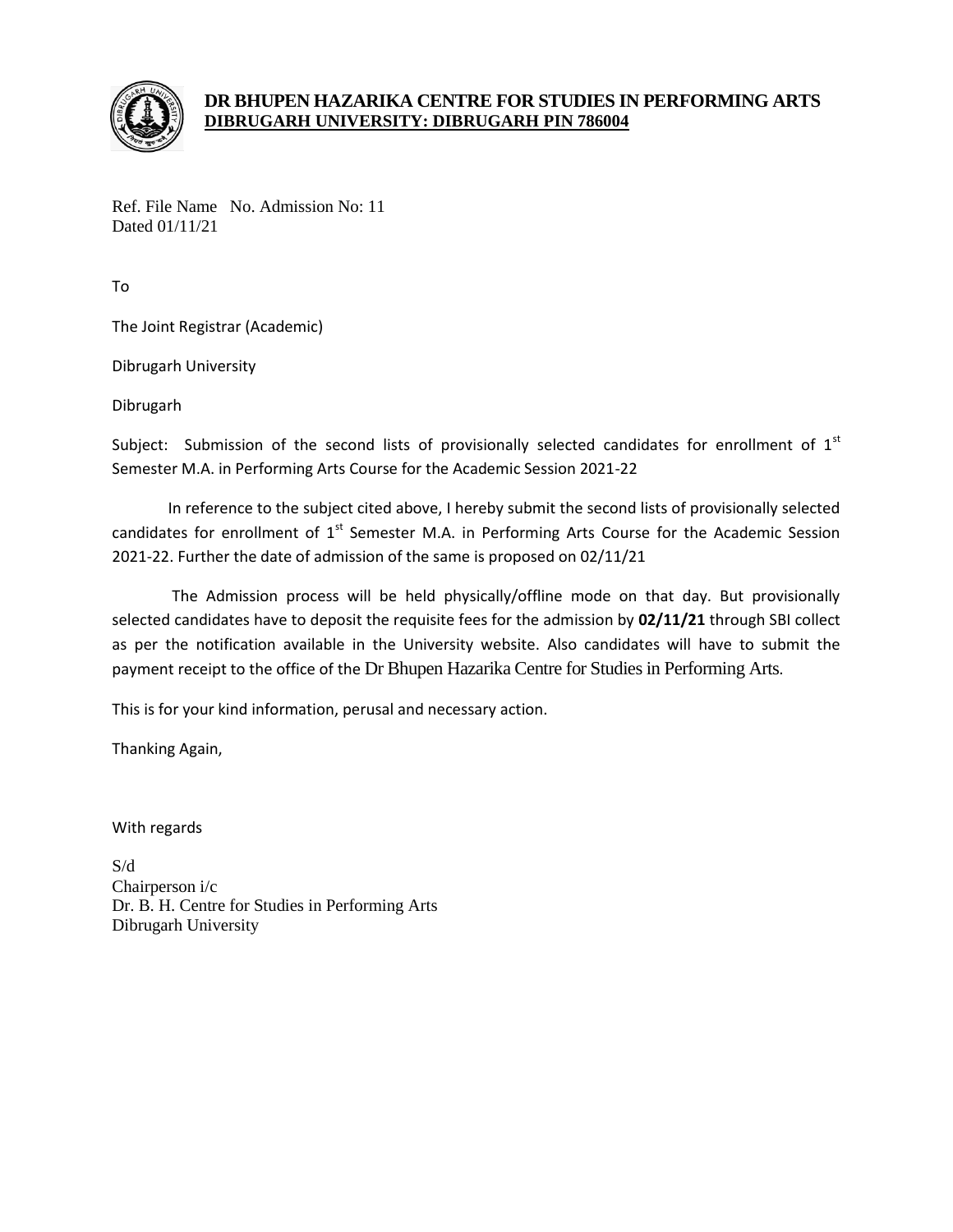**DR BHUPEN HAZARIKA CENTRE FOR STUDIES IN PERFORMING ARTS**
**DIBRUGARH UNIVERSITY: DIBRUGARH PIN 786004**

Ref. File Name No. Admission No: 11
Dated 01/11/21

To

The Joint Registrar (Academic)

Dibrugarh University

Dibrugarh

Subject: Submission of the second lists of provisionally selected candidates for enrollment of 1st Semester M.A. in Performing Arts Course for the Academic Session 2021-22

In reference to the subject cited above, I hereby submit the second lists of provisionally selected candidates for enrollment of 1st Semester M.A. in Performing Arts Course for the Academic Session 2021-22. Further the date of admission of the same is proposed on 02/11/21

The Admission process will be held physically/offline mode on that day. But provisionally selected candidates have to deposit the requisite fees for the admission by **02/11/21** through SBI collect as per the notification available in the University website. Also candidates will have to submit the payment receipt to the office of the Dr Bhupen Hazarika Centre for Studies in Performing Arts.

This is for your kind information, perusal and necessary action.

Thanking Again,

With regards

S/d
Chairperson i/c
Dr. B. H. Centre for Studies in Performing Arts
Dibrugarh University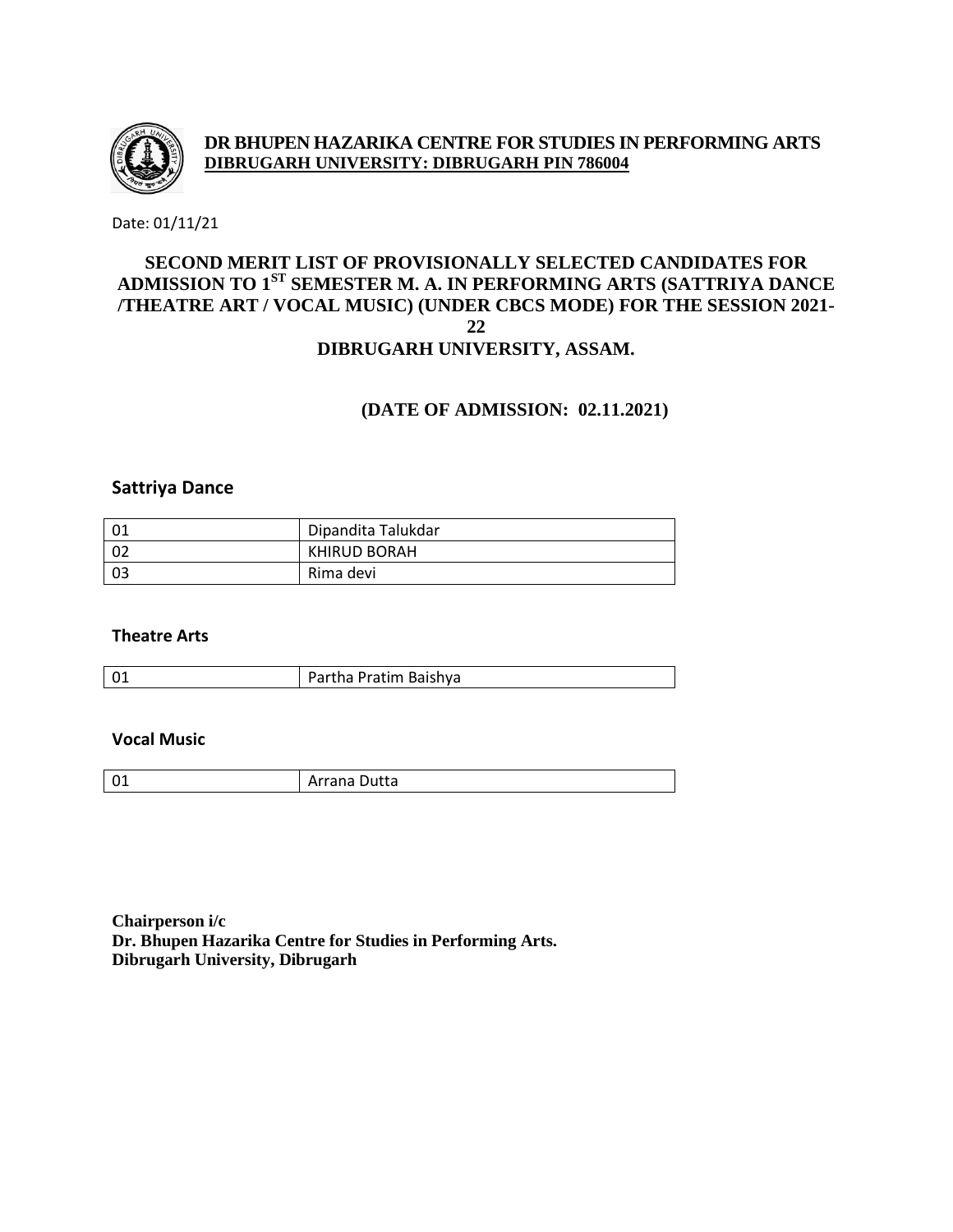**DR BHUPEN HAZARIKA CENTRE FOR STUDIES IN PERFORMING ARTS**
**DIBRUGARH UNIVERSITY: DIBRUGARH PIN 786004**

Date: 01/11/21

## SECOND MERIT LIST OF PROVISIONALLY SELECTED CANDIDATES FOR ADMISSION TO 1ST SEMESTER M. A. IN PERFORMING ARTS (SATTRIYA DANCE /THEATRE ART / VOCAL MUSIC) (UNDER CBCS MODE) FOR THE SESSION 2021-22 DIBRUGARH UNIVERSITY, ASSAM.

**(DATE OF ADMISSION: 02.11.2021)**

### Sattriya Dance

| | |
|---|---|
| 01 | Dipandita Talukdar |
| 02 | KHIRUD BORAH |
| 03 | Rima devi |

### Theatre Arts

| | |
|---|---|
| 01 | Partha Pratim Baishya |

### Vocal Music

| | |
|---|---|
| 01 | Arrana Dutta |

**Chairperson i/c**
**Dr. Bhupen Hazarika Centre for Studies in Performing Arts.**
**Dibrugarh University, Dibrugarh**